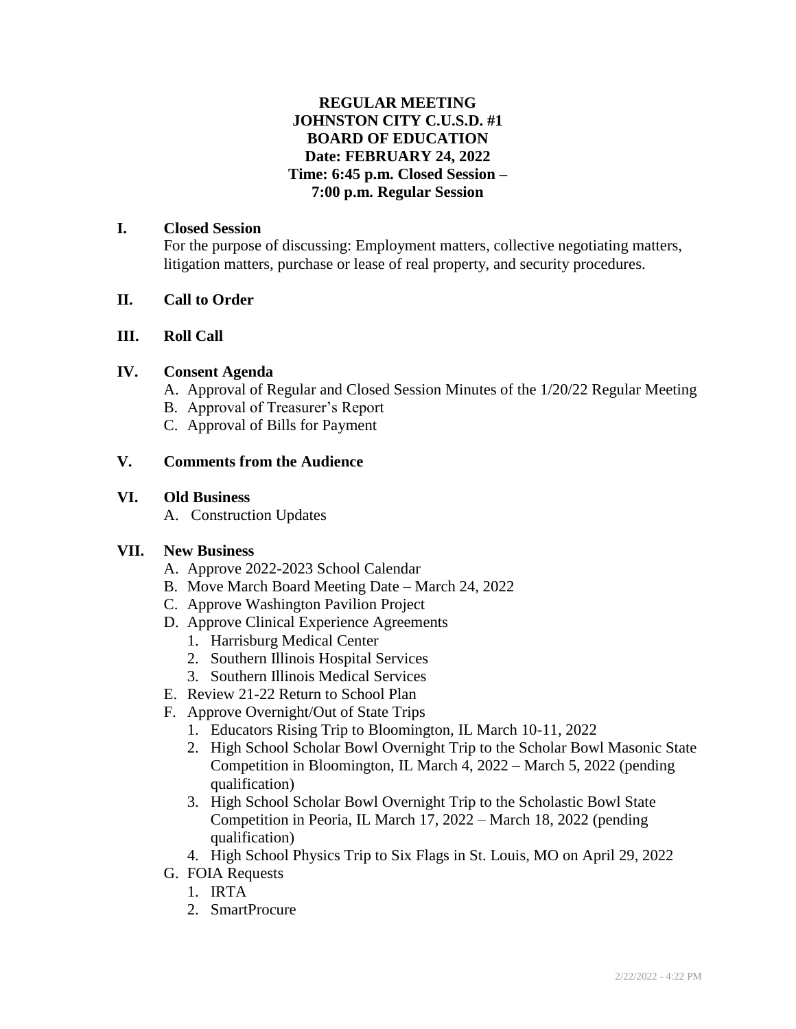**REGULAR MEETING**
**JOHNSTON CITY C.U.S.D. #1**
**BOARD OF EDUCATION**
**Date: FEBRUARY 24, 2022**
**Time: 6:45 p.m. Closed Session –**
**7:00 p.m. Regular Session**

## I. Closed Session

For the purpose of discussing: Employment matters, collective negotiating matters, litigation matters, purchase or lease of real property, and security procedures.

## II. Call to Order

## III. Roll Call

## IV. Consent Agenda

A. Approval of Regular and Closed Session Minutes of the 1/20/22 Regular Meeting
B. Approval of Treasurer's Report
C. Approval of Bills for Payment

## V. Comments from the Audience

## VI. Old Business

A. Construction Updates

## VII. New Business

A. Approve 2022-2023 School Calendar
B. Move March Board Meeting Date – March 24, 2022
C. Approve Washington Pavilion Project
D. Approve Clinical Experience Agreements
   1. Harrisburg Medical Center
   2. Southern Illinois Hospital Services
   3. Southern Illinois Medical Services
E. Review 21-22 Return to School Plan
F. Approve Overnight/Out of State Trips
   1. Educators Rising Trip to Bloomington, IL March 10-11, 2022
   2. High School Scholar Bowl Overnight Trip to the Scholar Bowl Masonic State Competition in Bloomington, IL March 4, 2022 – March 5, 2022 (pending qualification)
   3. High School Scholar Bowl Overnight Trip to the Scholastic Bowl State Competition in Peoria, IL March 17, 2022 – March 18, 2022 (pending qualification)
   4. High School Physics Trip to Six Flags in St. Louis, MO on April 29, 2022
G. FOIA Requests
   1. IRTA
   2. SmartProcure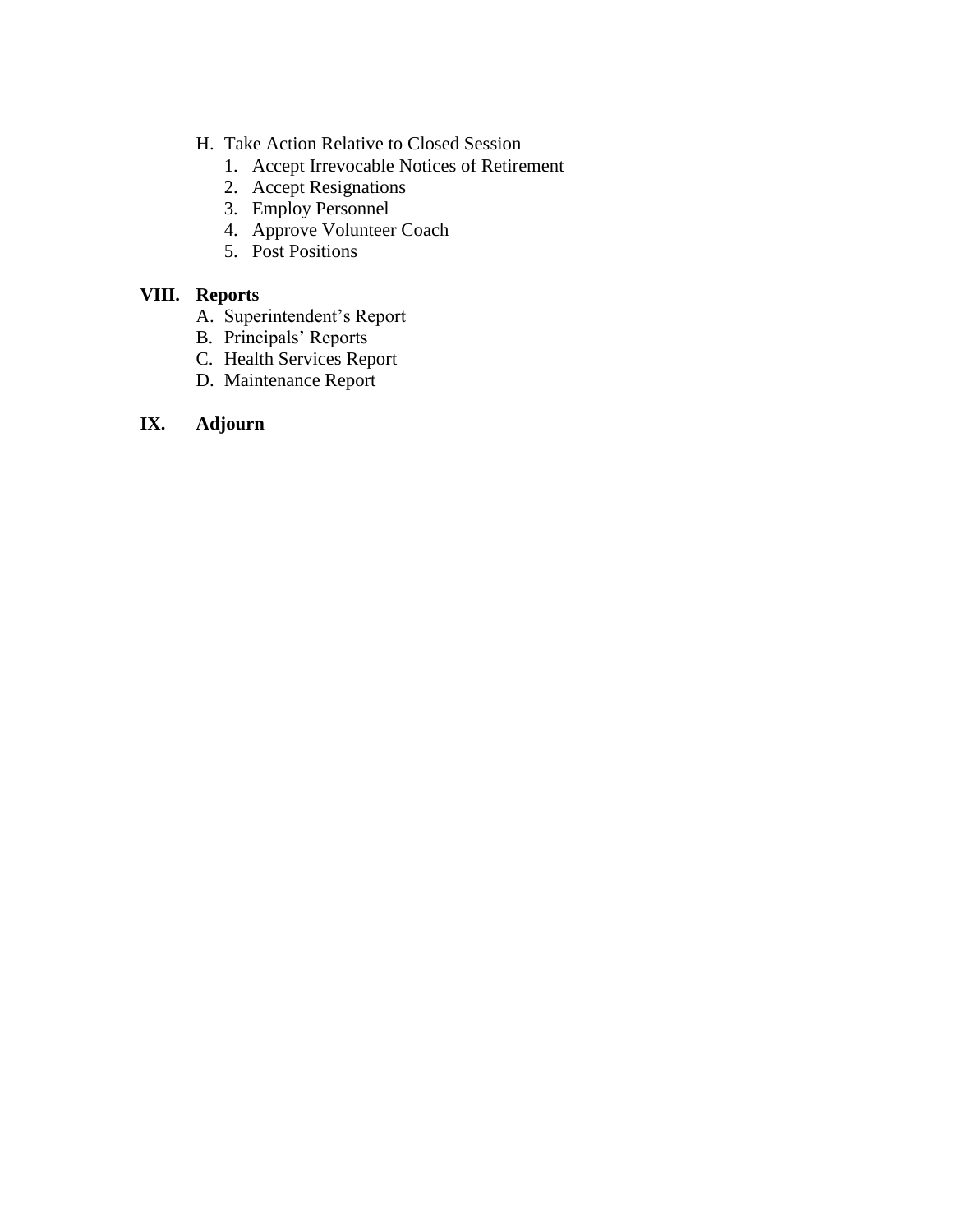H. Take Action Relative to Closed Session
   1. Accept Irrevocable Notices of Retirement
   2. Accept Resignations
   3. Employ Personnel
   4. Approve Volunteer Coach
   5. Post Positions

**VIII. Reports**

A. Superintendent's Report
B. Principals' Reports
C. Health Services Report
D. Maintenance Report

**IX. Adjourn**